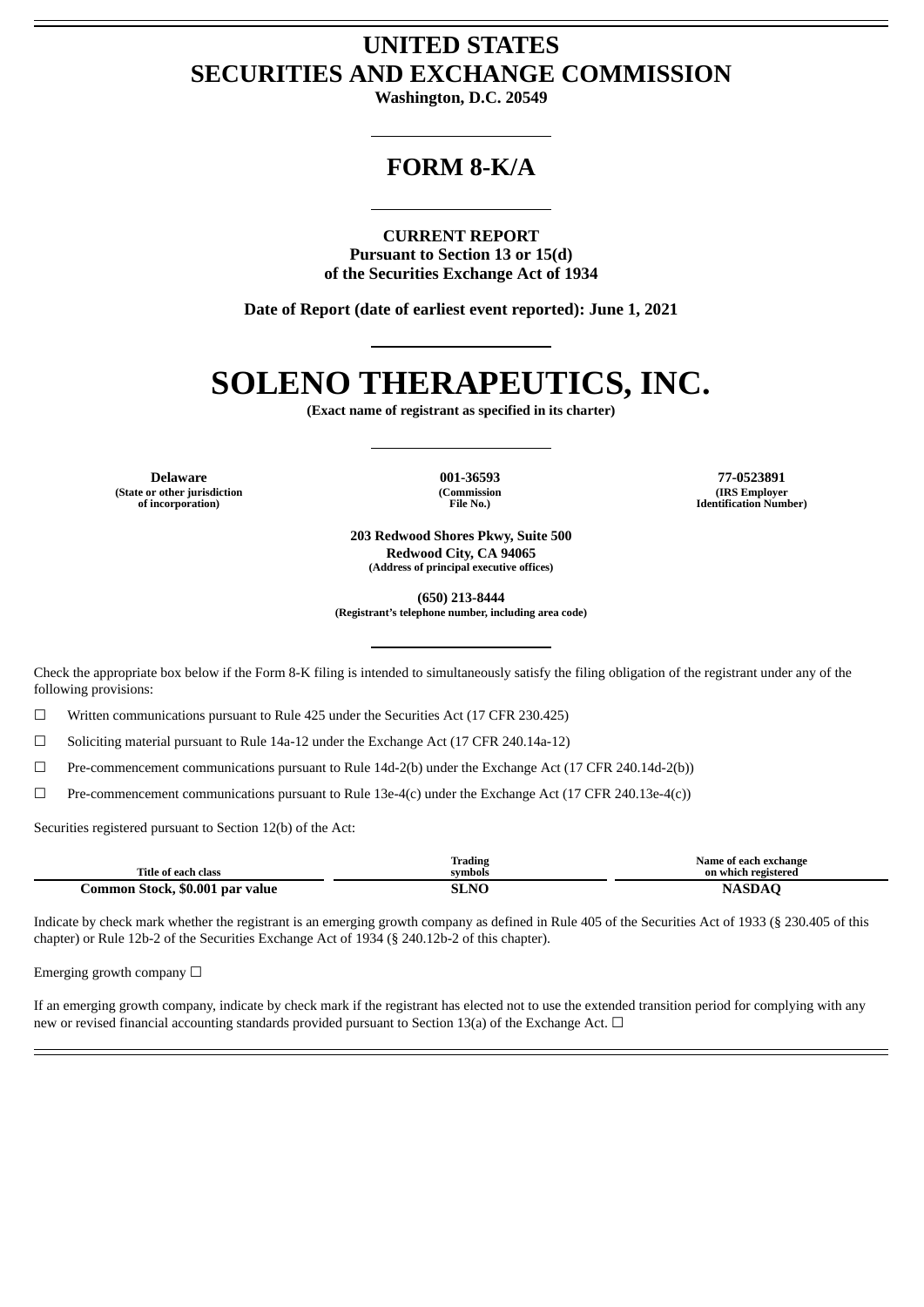# UNITED STATES
# SECURITIES AND EXCHANGE COMMISSION

**Washington, D.C. 20549**

## FORM 8-K/A

**CURRENT REPORT**
**Pursuant to Section 13 or 15(d)**
**of the Securities Exchange Act of 1934**

**Date of Report (date of earliest event reported): June 1, 2021**

# SOLENO THERAPEUTICS, INC.

**(Exact name of registrant as specified in its charter)**

| Delaware | 001-36593 | 77-0523891 |
|---|---|---|
| (State or other jurisdiction of incorporation) | (Commission File No.) | (IRS Employer Identification Number) |

**203 Redwood Shores Pkwy, Suite 500**
**Redwood City, CA 94065**
**(Address of principal executive offices)**

**(650) 213-8444**
**(Registrant's telephone number, including area code)**

Check the appropriate box below if the Form 8-K filing is intended to simultaneously satisfy the filing obligation of the registrant under any of the following provisions:

☐ Written communications pursuant to Rule 425 under the Securities Act (17 CFR 230.425)

☐ Soliciting material pursuant to Rule 14a-12 under the Exchange Act (17 CFR 240.14a-12)

☐ Pre-commencement communications pursuant to Rule 14d-2(b) under the Exchange Act (17 CFR 240.14d-2(b))

☐ Pre-commencement communications pursuant to Rule 13e-4(c) under the Exchange Act (17 CFR 240.13e-4(c))

Securities registered pursuant to Section 12(b) of the Act:

| Title of each class | Trading symbols | Name of each exchange on which registered |
|---|---|---|
| Common Stock, $0.001 par value | SLNO | NASDAQ |

Indicate by check mark whether the registrant is an emerging growth company as defined in Rule 405 of the Securities Act of 1933 (§ 230.405 of this chapter) or Rule 12b-2 of the Securities Exchange Act of 1934 (§ 240.12b-2 of this chapter).

Emerging growth company ☐

If an emerging growth company, indicate by check mark if the registrant has elected not to use the extended transition period for complying with any new or revised financial accounting standards provided pursuant to Section 13(a) of the Exchange Act. ☐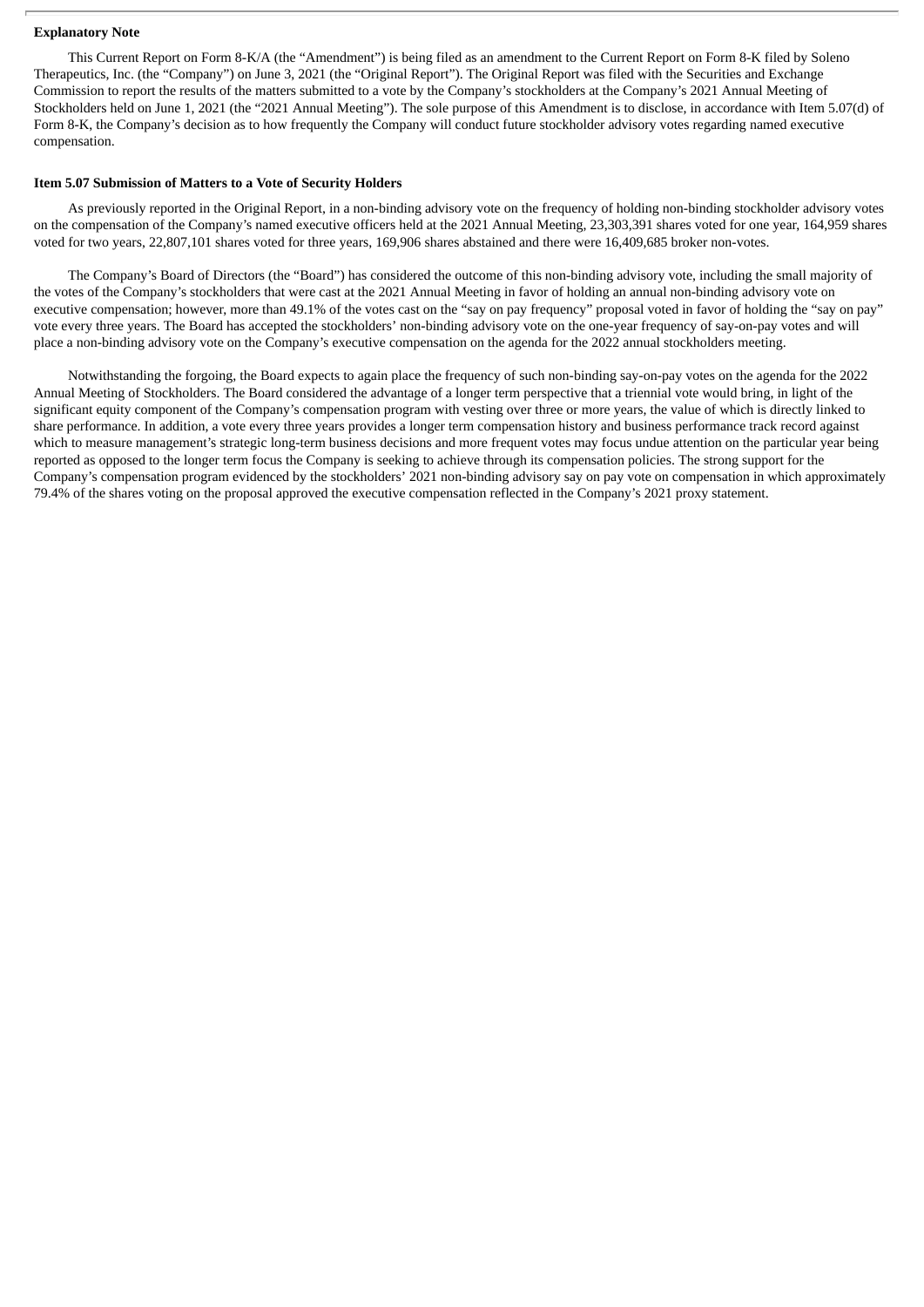**Explanatory Note**

This Current Report on Form 8-K/A (the "Amendment") is being filed as an amendment to the Current Report on Form 8-K filed by Soleno Therapeutics, Inc. (the "Company") on June 3, 2021 (the "Original Report"). The Original Report was filed with the Securities and Exchange Commission to report the results of the matters submitted to a vote by the Company's stockholders at the Company's 2021 Annual Meeting of Stockholders held on June 1, 2021 (the "2021 Annual Meeting"). The sole purpose of this Amendment is to disclose, in accordance with Item 5.07(d) of Form 8-K, the Company's decision as to how frequently the Company will conduct future stockholder advisory votes regarding named executive compensation.

**Item 5.07 Submission of Matters to a Vote of Security Holders**

As previously reported in the Original Report, in a non-binding advisory vote on the frequency of holding non-binding stockholder advisory votes on the compensation of the Company's named executive officers held at the 2021 Annual Meeting, 23,303,391 shares voted for one year, 164,959 shares voted for two years, 22,807,101 shares voted for three years, 169,906 shares abstained and there were 16,409,685 broker non-votes.

The Company's Board of Directors (the "Board") has considered the outcome of this non-binding advisory vote, including the small majority of the votes of the Company's stockholders that were cast at the 2021 Annual Meeting in favor of holding an annual non-binding advisory vote on executive compensation; however, more than 49.1% of the votes cast on the "say on pay frequency" proposal voted in favor of holding the "say on pay" vote every three years. The Board has accepted the stockholders' non-binding advisory vote on the one-year frequency of say-on-pay votes and will place a non-binding advisory vote on the Company's executive compensation on the agenda for the 2022 annual stockholders meeting.

Notwithstanding the forgoing, the Board expects to again place the frequency of such non-binding say-on-pay votes on the agenda for the 2022 Annual Meeting of Stockholders. The Board considered the advantage of a longer term perspective that a triennial vote would bring, in light of the significant equity component of the Company's compensation program with vesting over three or more years, the value of which is directly linked to share performance. In addition, a vote every three years provides a longer term compensation history and business performance track record against which to measure management's strategic long-term business decisions and more frequent votes may focus undue attention on the particular year being reported as opposed to the longer term focus the Company is seeking to achieve through its compensation policies. The strong support for the Company's compensation program evidenced by the stockholders' 2021 non-binding advisory say on pay vote on compensation in which approximately 79.4% of the shares voting on the proposal approved the executive compensation reflected in the Company's 2021 proxy statement.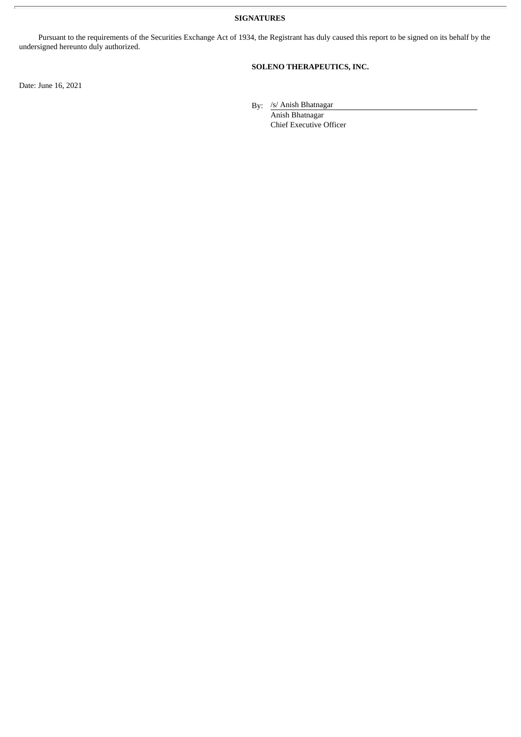**SIGNATURES**

Pursuant to the requirements of the Securities Exchange Act of 1934, the Registrant has duly caused this report to be signed on its behalf by the undersigned hereunto duly authorized.

**SOLENO THERAPEUTICS, INC.**

Date: June 16, 2021

By: /s/ Anish Bhatnagar
Anish Bhatnagar
Chief Executive Officer